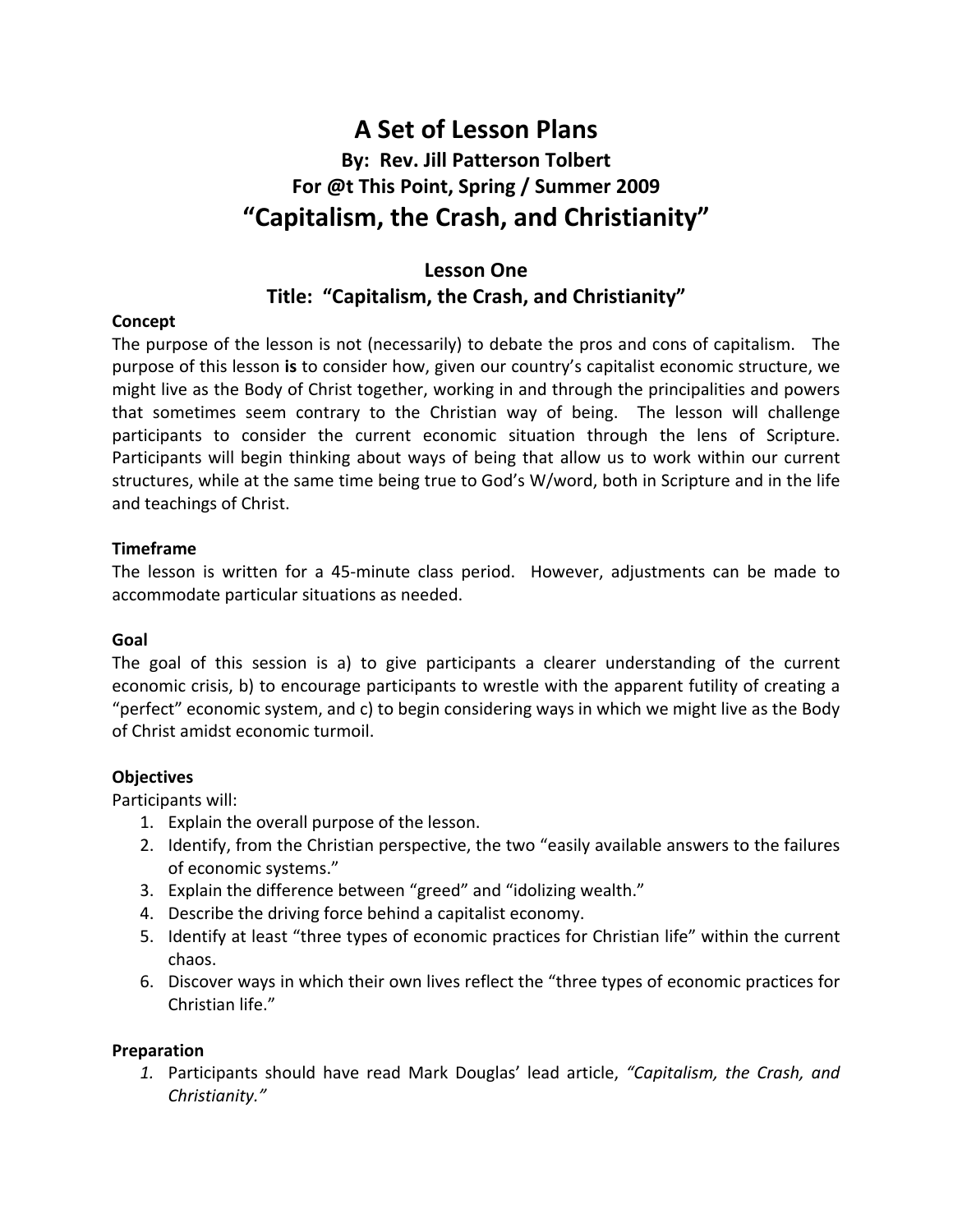# A Set of Lesson Plans

### By: Rev. Jill Patterson Tolbert

### For @t This Point, Spring / Summer 2009

## "Capitalism, the Crash, and Christianity"

### Lesson One

### Title: "Capitalism, the Crash, and Christianity"

**Concept**

The purpose of the lesson is not (necessarily) to debate the pros and cons of capitalism. The purpose of this lesson **is** to consider how, given our country's capitalist economic structure, we might live as the Body of Christ together, working in and through the principalities and powers that sometimes seem contrary to the Christian way of being. The lesson will challenge participants to consider the current economic situation through the lens of Scripture. Participants will begin thinking about ways of being that allow us to work within our current structures, while at the same time being true to God's W/word, both in Scripture and in the life and teachings of Christ.

**Timeframe**

The lesson is written for a 45-minute class period. However, adjustments can be made to accommodate particular situations as needed.

**Goal**

The goal of this session is a) to give participants a clearer understanding of the current economic crisis, b) to encourage participants to wrestle with the apparent futility of creating a "perfect" economic system, and c) to begin considering ways in which we might live as the Body of Christ amidst economic turmoil.

**Objectives**

Participants will:

1. Explain the overall purpose of the lesson.
2. Identify, from the Christian perspective, the two "easily available answers to the failures of economic systems."
3. Explain the difference between "greed" and "idolizing wealth."
4. Describe the driving force behind a capitalist economy.
5. Identify at least "three types of economic practices for Christian life" within the current chaos.
6. Discover ways in which their own lives reflect the "three types of economic practices for Christian life."

**Preparation**

1. Participants should have read Mark Douglas' lead article, *"Capitalism, the Crash, and Christianity."*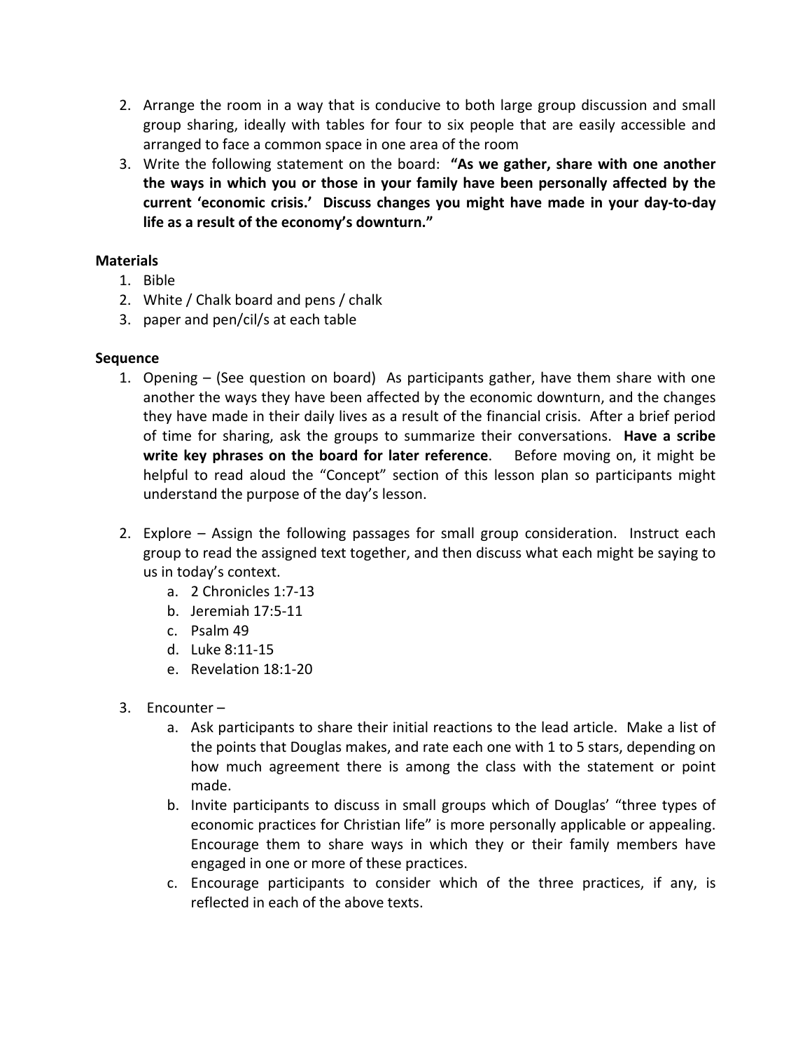2. Arrange the room in a way that is conducive to both large group discussion and small group sharing, ideally with tables for four to six people that are easily accessible and arranged to face a common space in one area of the room
3. Write the following statement on the board: **"As we gather, share with one another the ways in which you or those in your family have been personally affected by the current 'economic crisis.' Discuss changes you might have made in your day-to-day life as a result of the economy's downturn."**

**Materials**

1. Bible
2. White / Chalk board and pens / chalk
3. paper and pen/cil/s at each table

**Sequence**

1. Opening – (See question on board) As participants gather, have them share with one another the ways they have been affected by the economic downturn, and the changes they have made in their daily lives as a result of the financial crisis. After a brief period of time for sharing, ask the groups to summarize their conversations. **Have a scribe write key phrases on the board for later reference**. Before moving on, it might be helpful to read aloud the "Concept" section of this lesson plan so participants might understand the purpose of the day's lesson.

2. Explore – Assign the following passages for small group consideration. Instruct each group to read the assigned text together, and then discuss what each might be saying to us in today's context.
   a. 2 Chronicles 1:7-13
   b. Jeremiah 17:5-11
   c. Psalm 49
   d. Luke 8:11-15
   e. Revelation 18:1-20

3. Encounter –
   a. Ask participants to share their initial reactions to the lead article. Make a list of the points that Douglas makes, and rate each one with 1 to 5 stars, depending on how much agreement there is among the class with the statement or point made.
   b. Invite participants to discuss in small groups which of Douglas' "three types of economic practices for Christian life" is more personally applicable or appealing. Encourage them to share ways in which they or their family members have engaged in one or more of these practices.
   c. Encourage participants to consider which of the three practices, if any, is reflected in each of the above texts.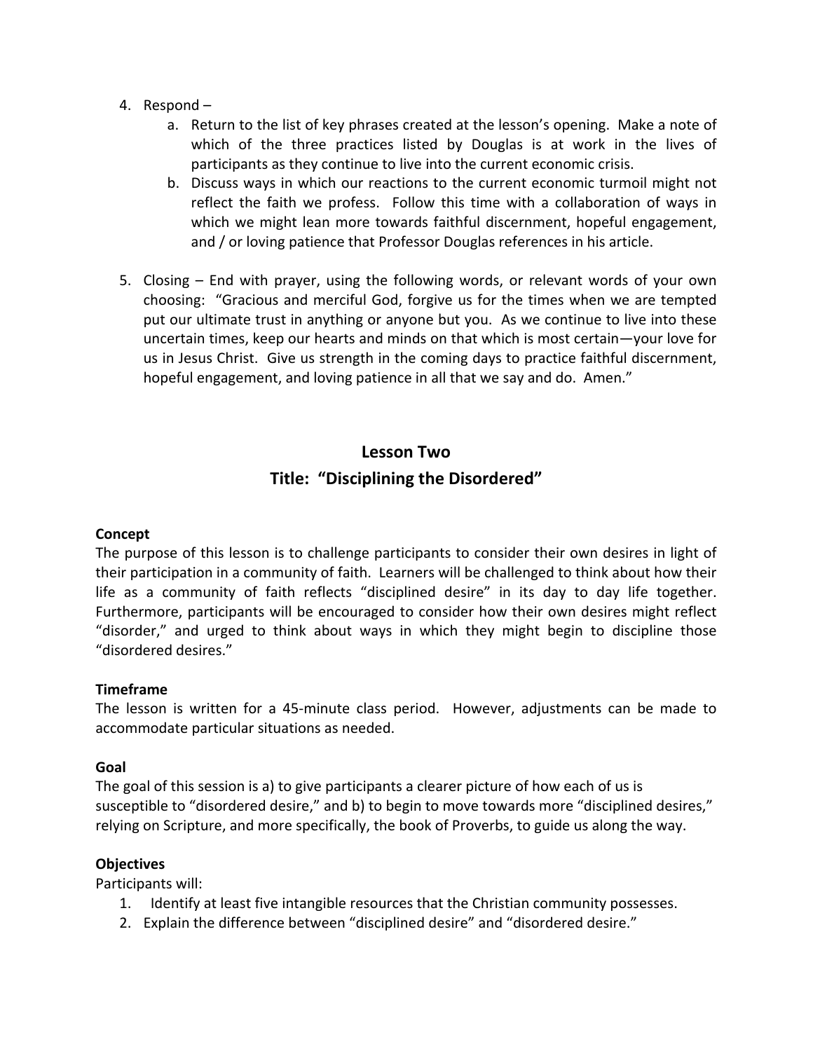4. Respond –
    a. Return to the list of key phrases created at the lesson's opening. Make a note of which of the three practices listed by Douglas is at work in the lives of participants as they continue to live into the current economic crisis.
    b. Discuss ways in which our reactions to the current economic turmoil might not reflect the faith we profess. Follow this time with a collaboration of ways in which we might lean more towards faithful discernment, hopeful engagement, and / or loving patience that Professor Douglas references in his article.

5. Closing – End with prayer, using the following words, or relevant words of your own choosing: "Gracious and merciful God, forgive us for the times when we are tempted put our ultimate trust in anything or anyone but you. As we continue to live into these uncertain times, keep our hearts and minds on that which is most certain—your love for us in Jesus Christ. Give us strength in the coming days to practice faithful discernment, hopeful engagement, and loving patience in all that we say and do. Amen."

## Lesson Two
## Title: "Disciplining the Disordered"

**Concept**
The purpose of this lesson is to challenge participants to consider their own desires in light of their participation in a community of faith. Learners will be challenged to think about how their life as a community of faith reflects "disciplined desire" in its day to day life together. Furthermore, participants will be encouraged to consider how their own desires might reflect "disorder," and urged to think about ways in which they might begin to discipline those "disordered desires."

**Timeframe**
The lesson is written for a 45-minute class period. However, adjustments can be made to accommodate particular situations as needed.

**Goal**
The goal of this session is a) to give participants a clearer picture of how each of us is susceptible to "disordered desire," and b) to begin to move towards more "disciplined desires," relying on Scripture, and more specifically, the book of Proverbs, to guide us along the way.

**Objectives**
Participants will:
1. Identify at least five intangible resources that the Christian community possesses.
2. Explain the difference between "disciplined desire" and "disordered desire."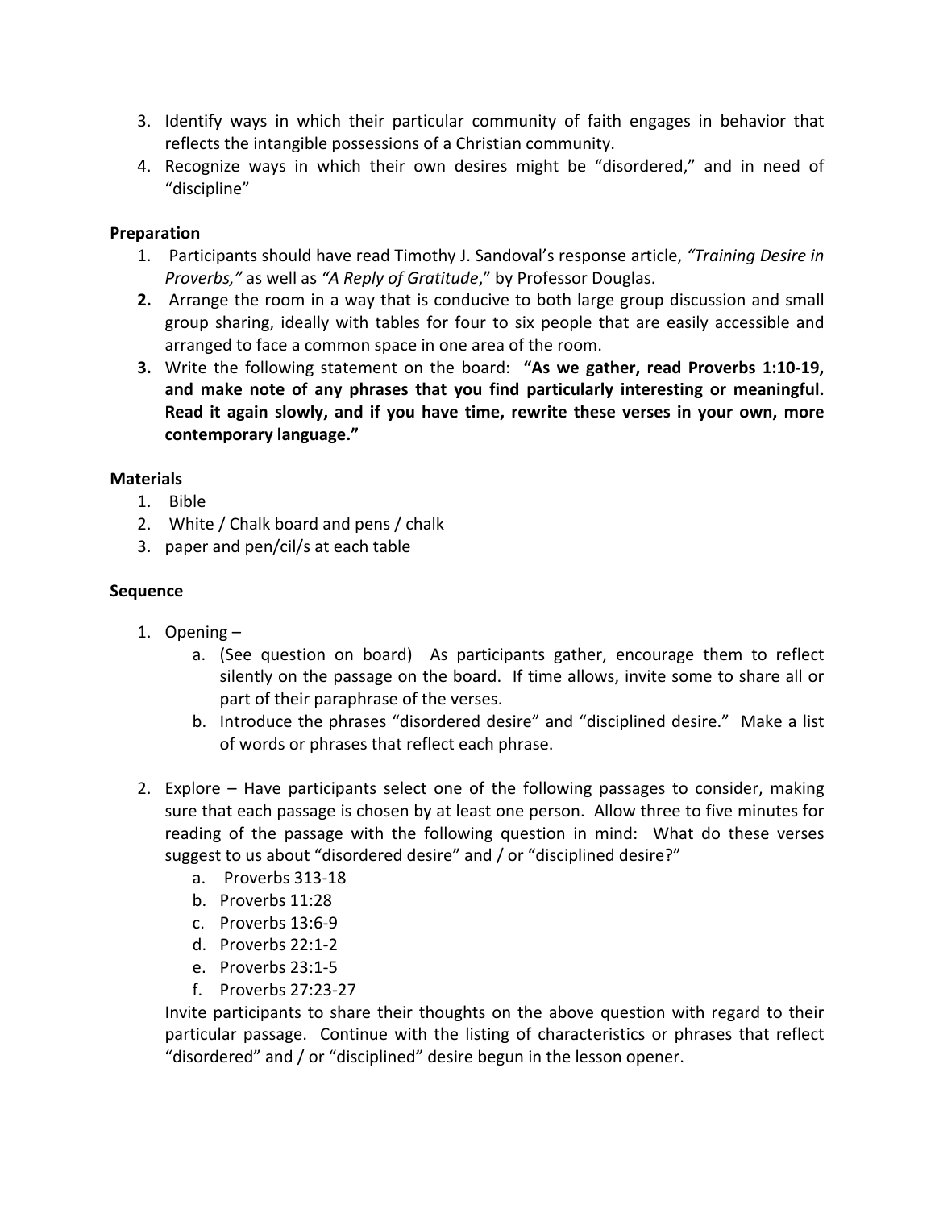3. Identify ways in which their particular community of faith engages in behavior that reflects the intangible possessions of a Christian community.
4. Recognize ways in which their own desires might be "disordered," and in need of "discipline"

**Preparation**

1. Participants should have read Timothy J. Sandoval's response article, *"Training Desire in Proverbs,"* as well as *"A Reply of Gratitude*," by Professor Douglas.
2. Arrange the room in a way that is conducive to both large group discussion and small group sharing, ideally with tables for four to six people that are easily accessible and arranged to face a common space in one area of the room.
3. Write the following statement on the board: **"As we gather, read Proverbs 1:10-19, and make note of any phrases that you find particularly interesting or meaningful. Read it again slowly, and if you have time, rewrite these verses in your own, more contemporary language."**

**Materials**

1. Bible
2. White / Chalk board and pens / chalk
3. paper and pen/cil/s at each table

**Sequence**

1. Opening –
   a. (See question on board) As participants gather, encourage them to reflect silently on the passage on the board. If time allows, invite some to share all or part of their paraphrase of the verses.
   b. Introduce the phrases "disordered desire" and "disciplined desire." Make a list of words or phrases that reflect each phrase.

2. Explore – Have participants select one of the following passages to consider, making sure that each passage is chosen by at least one person. Allow three to five minutes for reading of the passage with the following question in mind: What do these verses suggest to us about "disordered desire" and / or "disciplined desire?"
   a. Proverbs 313-18
   b. Proverbs 11:28
   c. Proverbs 13:6-9
   d. Proverbs 22:1-2
   e. Proverbs 23:1-5
   f. Proverbs 27:23-27

   Invite participants to share their thoughts on the above question with regard to their particular passage. Continue with the listing of characteristics or phrases that reflect "disordered" and / or "disciplined" desire begun in the lesson opener.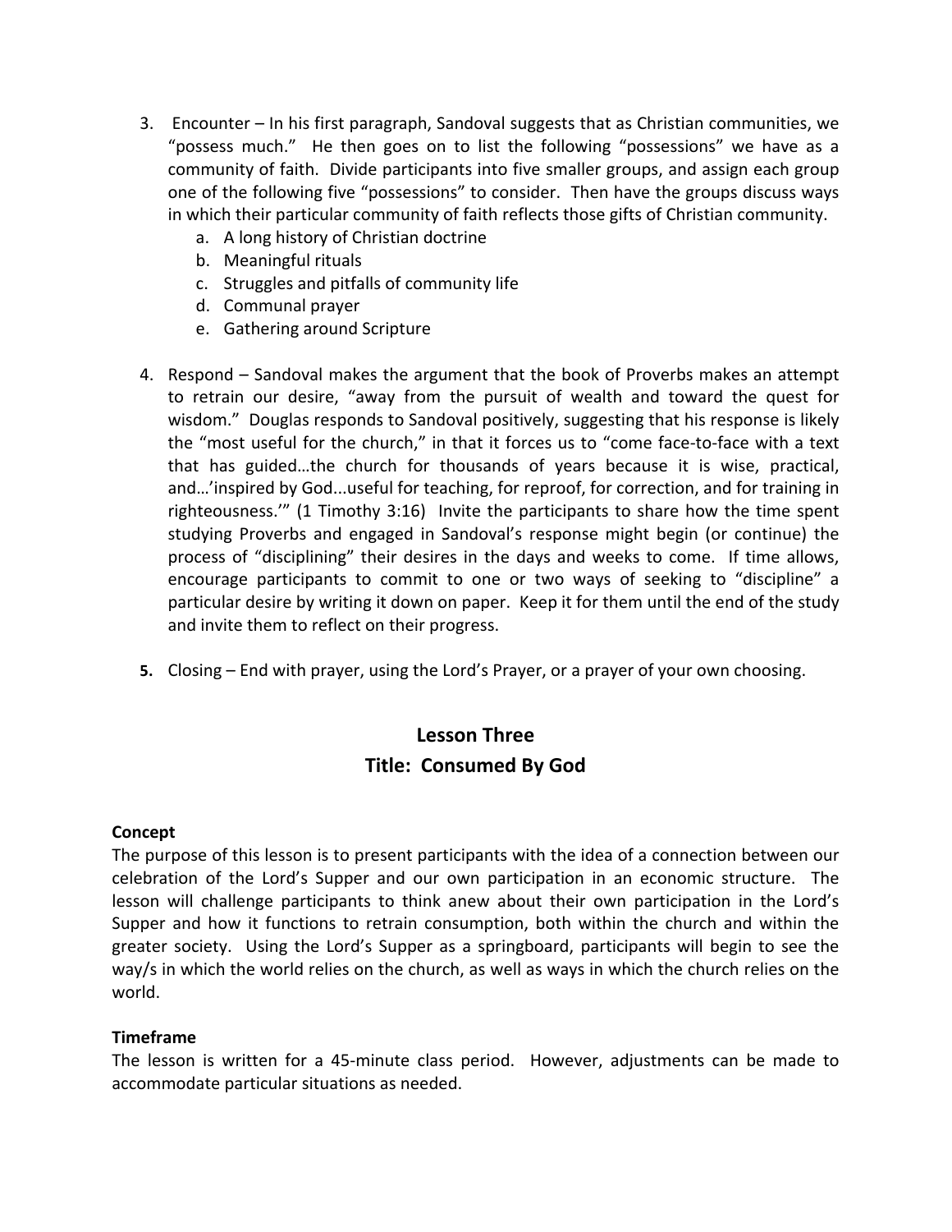3. Encounter – In his first paragraph, Sandoval suggests that as Christian communities, we "possess much." He then goes on to list the following "possessions" we have as a community of faith. Divide participants into five smaller groups, and assign each group one of the following five "possessions" to consider. Then have the groups discuss ways in which their particular community of faith reflects those gifts of Christian community.
   a. A long history of Christian doctrine
   b. Meaningful rituals
   c. Struggles and pitfalls of community life
   d. Communal prayer
   e. Gathering around Scripture

4. Respond – Sandoval makes the argument that the book of Proverbs makes an attempt to retrain our desire, "away from the pursuit of wealth and toward the quest for wisdom." Douglas responds to Sandoval positively, suggesting that his response is likely the "most useful for the church," in that it forces us to "come face-to-face with a text that has guided…the church for thousands of years because it is wise, practical, and…'inspired by God...useful for teaching, for reproof, for correction, and for training in righteousness.'" (1 Timothy 3:16) Invite the participants to share how the time spent studying Proverbs and engaged in Sandoval's response might begin (or continue) the process of "disciplining" their desires in the days and weeks to come. If time allows, encourage participants to commit to one or two ways of seeking to "discipline" a particular desire by writing it down on paper. Keep it for them until the end of the study and invite them to reflect on their progress.

5. Closing – End with prayer, using the Lord's Prayer, or a prayer of your own choosing.

## Lesson Three
## Title: Consumed By God

**Concept**
The purpose of this lesson is to present participants with the idea of a connection between our celebration of the Lord's Supper and our own participation in an economic structure. The lesson will challenge participants to think anew about their own participation in the Lord's Supper and how it functions to retrain consumption, both within the church and within the greater society. Using the Lord's Supper as a springboard, participants will begin to see the way/s in which the world relies on the church, as well as ways in which the church relies on the world.

**Timeframe**
The lesson is written for a 45-minute class period. However, adjustments can be made to accommodate particular situations as needed.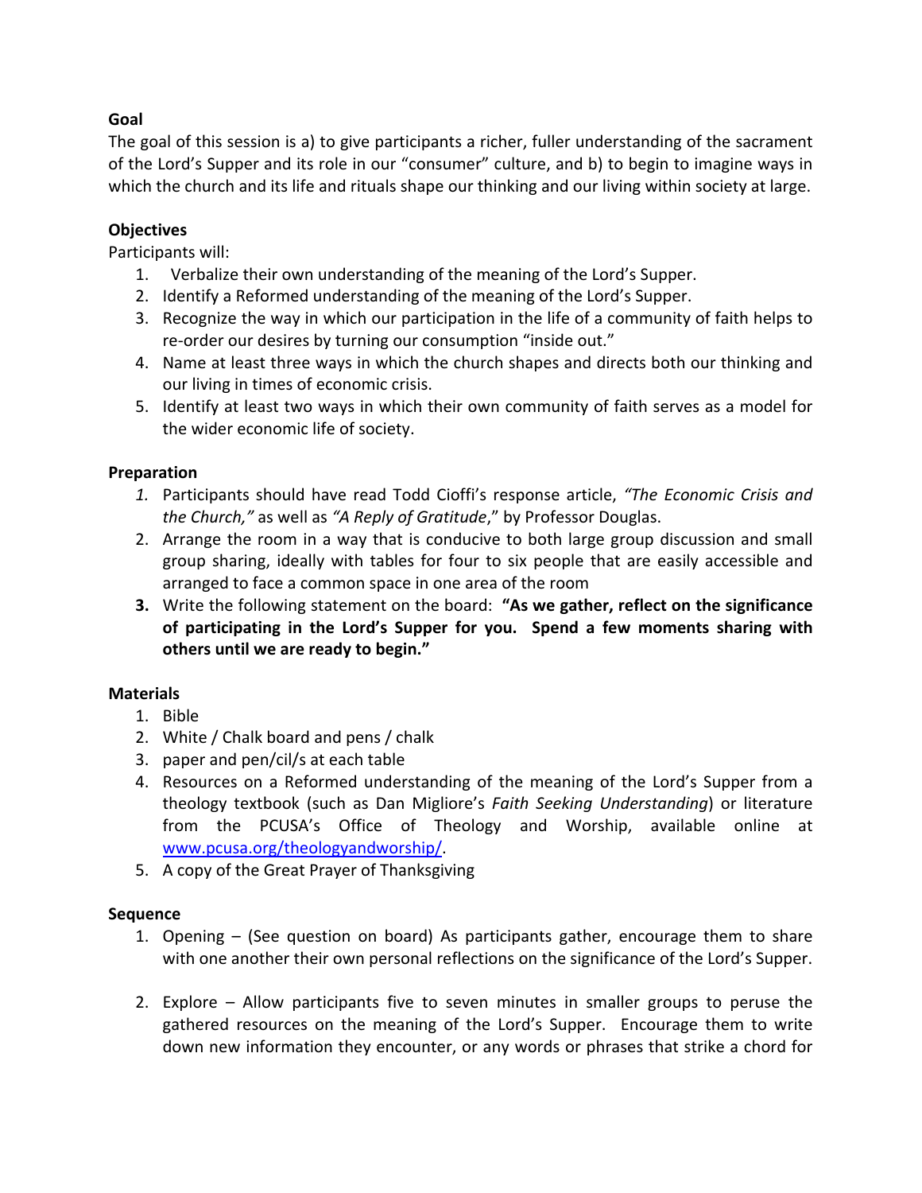**Goal**

The goal of this session is a) to give participants a richer, fuller understanding of the sacrament of the Lord's Supper and its role in our "consumer" culture, and b) to begin to imagine ways in which the church and its life and rituals shape our thinking and our living within society at large.

**Objectives**

Participants will:

1. Verbalize their own understanding of the meaning of the Lord's Supper.
2. Identify a Reformed understanding of the meaning of the Lord's Supper.
3. Recognize the way in which our participation in the life of a community of faith helps to re-order our desires by turning our consumption "inside out."
4. Name at least three ways in which the church shapes and directs both our thinking and our living in times of economic crisis.
5. Identify at least two ways in which their own community of faith serves as a model for the wider economic life of society.

**Preparation**

1. Participants should have read Todd Cioffi's response article, *"The Economic Crisis and the Church,"* as well as *"A Reply of Gratitude*," by Professor Douglas.
2. Arrange the room in a way that is conducive to both large group discussion and small group sharing, ideally with tables for four to six people that are easily accessible and arranged to face a common space in one area of the room
3. Write the following statement on the board: **"As we gather, reflect on the significance of participating in the Lord's Supper for you. Spend a few moments sharing with others until we are ready to begin."**

**Materials**

1. Bible
2. White / Chalk board and pens / chalk
3. paper and pen/cil/s at each table
4. Resources on a Reformed understanding of the meaning of the Lord's Supper from a theology textbook (such as Dan Migliore's *Faith Seeking Understanding*) or literature from the PCUSA's Office of Theology and Worship, available online at [www.pcusa.org/theologyandworship/](www.pcusa.org/theologyandworship/).
5. A copy of the Great Prayer of Thanksgiving

**Sequence**

1. Opening – (See question on board) As participants gather, encourage them to share with one another their own personal reflections on the significance of the Lord's Supper.

2. Explore – Allow participants five to seven minutes in smaller groups to peruse the gathered resources on the meaning of the Lord's Supper. Encourage them to write down new information they encounter, or any words or phrases that strike a chord for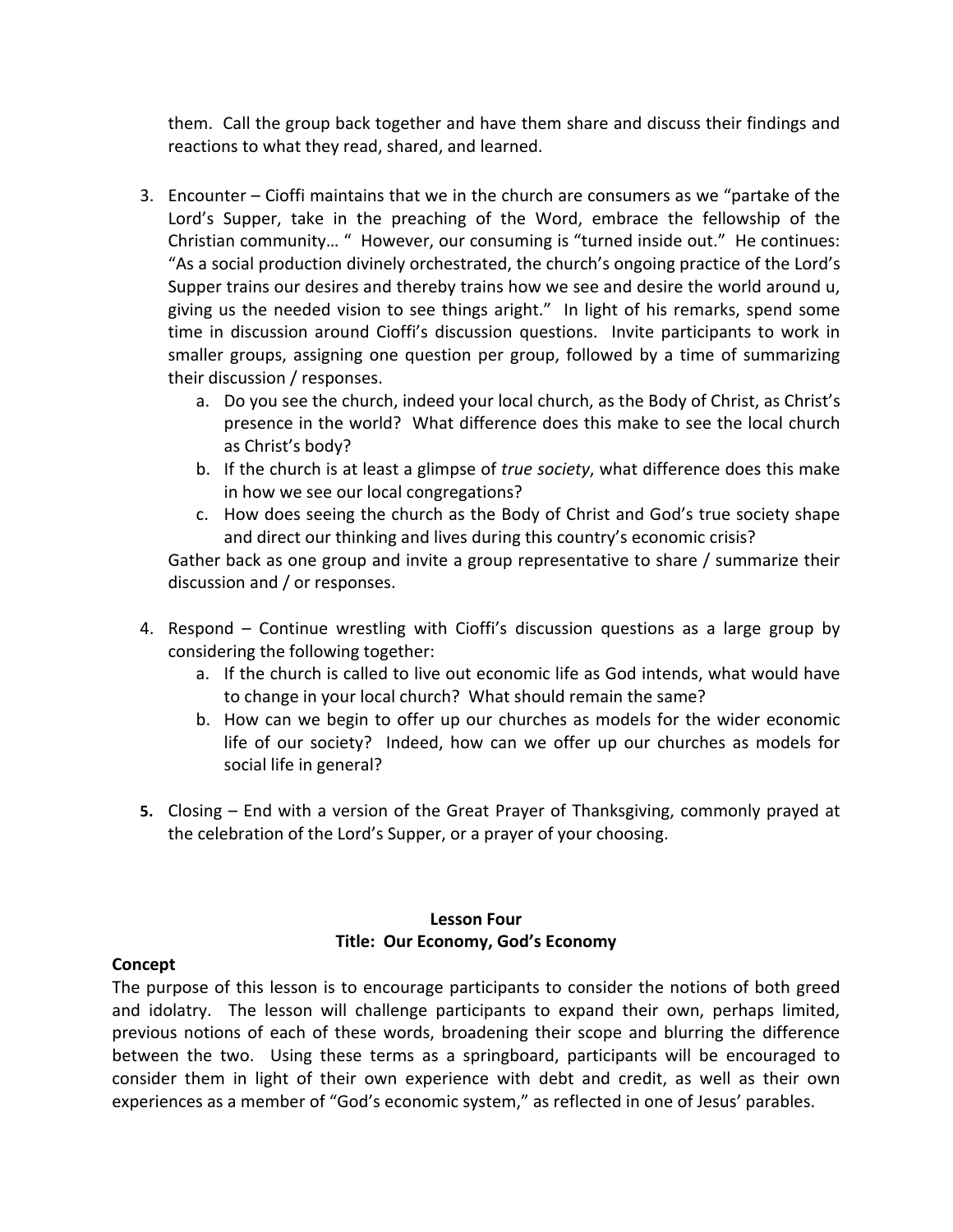them. Call the group back together and have them share and discuss their findings and reactions to what they read, shared, and learned.

3. Encounter – Cioffi maintains that we in the church are consumers as we "partake of the Lord's Supper, take in the preaching of the Word, embrace the fellowship of the Christian community… " However, our consuming is "turned inside out." He continues: "As a social production divinely orchestrated, the church's ongoing practice of the Lord's Supper trains our desires and thereby trains how we see and desire the world around u, giving us the needed vision to see things aright." In light of his remarks, spend some time in discussion around Cioffi's discussion questions. Invite participants to work in smaller groups, assigning one question per group, followed by a time of summarizing their discussion / responses.
   a. Do you see the church, indeed your local church, as the Body of Christ, as Christ's presence in the world? What difference does this make to see the local church as Christ's body?
   b. If the church is at least a glimpse of *true society*, what difference does this make in how we see our local congregations?
   c. How does seeing the church as the Body of Christ and God's true society shape and direct our thinking and lives during this country's economic crisis?

   Gather back as one group and invite a group representative to share / summarize their discussion and / or responses.

4. Respond – Continue wrestling with Cioffi's discussion questions as a large group by considering the following together:
   a. If the church is called to live out economic life as God intends, what would have to change in your local church? What should remain the same?
   b. How can we begin to offer up our churches as models for the wider economic life of our society? Indeed, how can we offer up our churches as models for social life in general?

5. Closing – End with a version of the Great Prayer of Thanksgiving, commonly prayed at the celebration of the Lord's Supper, or a prayer of your choosing.

## Lesson Four
## Title: Our Economy, God's Economy

**Concept**

The purpose of this lesson is to encourage participants to consider the notions of both greed and idolatry. The lesson will challenge participants to expand their own, perhaps limited, previous notions of each of these words, broadening their scope and blurring the difference between the two. Using these terms as a springboard, participants will be encouraged to consider them in light of their own experience with debt and credit, as well as their own experiences as a member of "God's economic system," as reflected in one of Jesus' parables.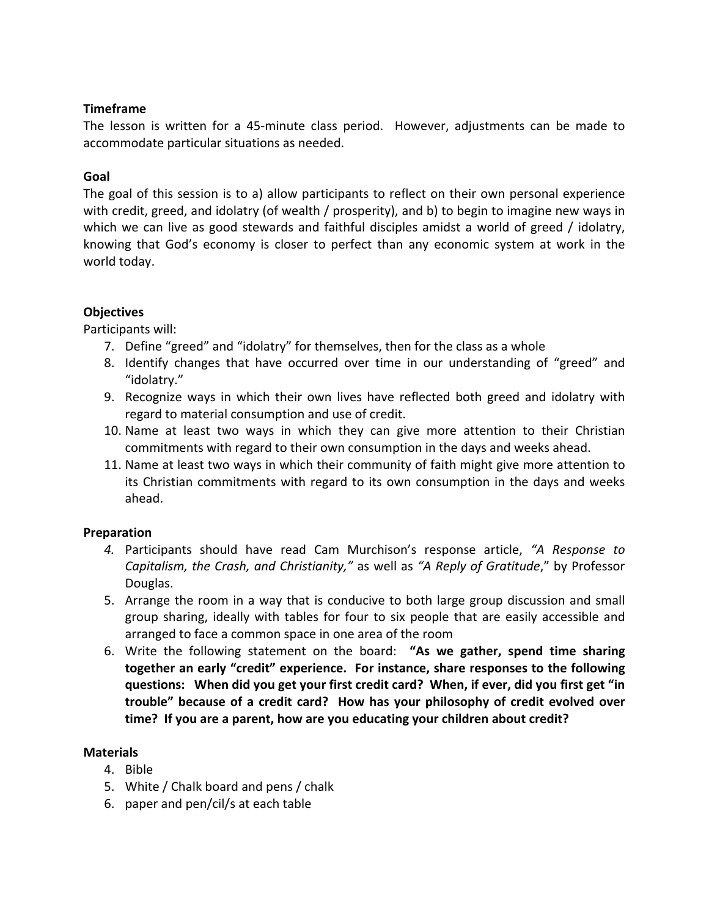**Timeframe**

The lesson is written for a 45-minute class period. However, adjustments can be made to accommodate particular situations as needed.

**Goal**

The goal of this session is to a) allow participants to reflect on their own personal experience with credit, greed, and idolatry (of wealth / prosperity), and b) to begin to imagine new ways in which we can live as good stewards and faithful disciples amidst a world of greed / idolatry, knowing that God's economy is closer to perfect than any economic system at work in the world today.

**Objectives**

Participants will:

7. Define "greed" and "idolatry" for themselves, then for the class as a whole
8. Identify changes that have occurred over time in our understanding of "greed" and "idolatry."
9. Recognize ways in which their own lives have reflected both greed and idolatry with regard to material consumption and use of credit.
10. Name at least two ways in which they can give more attention to their Christian commitments with regard to their own consumption in the days and weeks ahead.
11. Name at least two ways in which their community of faith might give more attention to its Christian commitments with regard to its own consumption in the days and weeks ahead.

**Preparation**

4. Participants should have read Cam Murchison's response article, *"A Response to Capitalism, the Crash, and Christianity,"* as well as *"A Reply of Gratitude*," by Professor Douglas.
5. Arrange the room in a way that is conducive to both large group discussion and small group sharing, ideally with tables for four to six people that are easily accessible and arranged to face a common space in one area of the room
6. Write the following statement on the board: **"As we gather, spend time sharing together an early "credit" experience. For instance, share responses to the following questions: When did you get your first credit card? When, if ever, did you first get "in trouble" because of a credit card? How has your philosophy of credit evolved over time? If you are a parent, how are you educating your children about credit?**

**Materials**

4. Bible
5. White / Chalk board and pens / chalk
6. paper and pen/cil/s at each table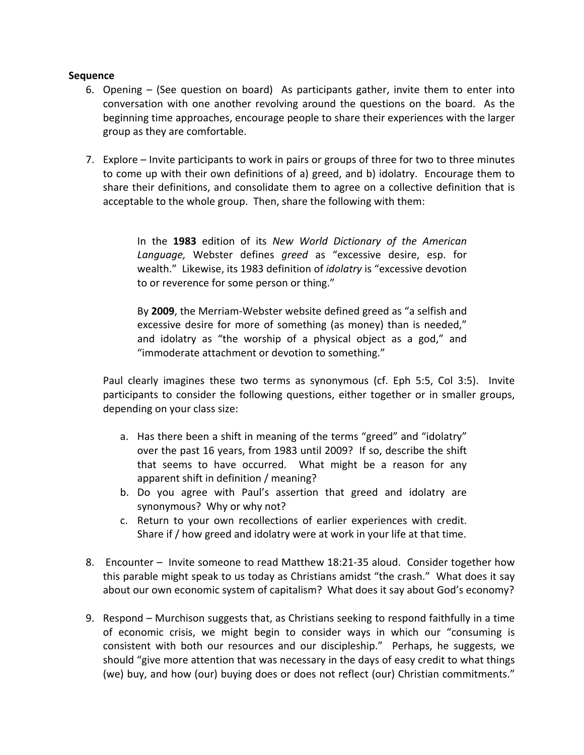**Sequence**

6. Opening – (See question on board) As participants gather, invite them to enter into conversation with one another revolving around the questions on the board. As the beginning time approaches, encourage people to share their experiences with the larger group as they are comfortable.

7. Explore – Invite participants to work in pairs or groups of three for two to three minutes to come up with their own definitions of a) greed, and b) idolatry. Encourage them to share their definitions, and consolidate them to agree on a collective definition that is acceptable to the whole group. Then, share the following with them:

   > In the **1983** edition of its *New World Dictionary of the American Language,* Webster defines *greed* as "excessive desire, esp. for wealth." Likewise, its 1983 definition of *idolatry* is "excessive devotion to or reverence for some person or thing."
   >
   > By **2009**, the Merriam-Webster website defined greed as "a selfish and excessive desire for more of something (as money) than is needed," and idolatry as "the worship of a physical object as a god," and "immoderate attachment or devotion to something."

   Paul clearly imagines these two terms as synonymous (cf. Eph 5:5, Col 3:5). Invite participants to consider the following questions, either together or in smaller groups, depending on your class size:

   a. Has there been a shift in meaning of the terms "greed" and "idolatry" over the past 16 years, from 1983 until 2009? If so, describe the shift that seems to have occurred. What might be a reason for any apparent shift in definition / meaning?
   b. Do you agree with Paul's assertion that greed and idolatry are synonymous? Why or why not?
   c. Return to your own recollections of earlier experiences with credit. Share if / how greed and idolatry were at work in your life at that time.

8. Encounter – Invite someone to read Matthew 18:21-35 aloud. Consider together how this parable might speak to us today as Christians amidst "the crash." What does it say about our own economic system of capitalism? What does it say about God's economy?

9. Respond – Murchison suggests that, as Christians seeking to respond faithfully in a time of economic crisis, we might begin to consider ways in which our "consuming is consistent with both our resources and our discipleship." Perhaps, he suggests, we should "give more attention that was necessary in the days of easy credit to what things (we) buy, and how (our) buying does or does not reflect (our) Christian commitments."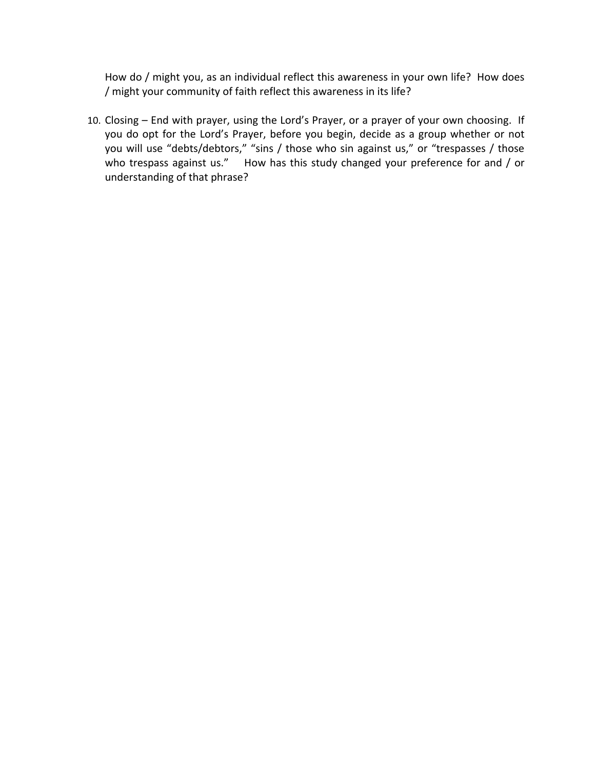How do / might you, as an individual reflect this awareness in your own life? How does / might your community of faith reflect this awareness in its life?

10. Closing – End with prayer, using the Lord's Prayer, or a prayer of your own choosing. If you do opt for the Lord's Prayer, before you begin, decide as a group whether or not you will use "debts/debtors," "sins / those who sin against us," or "trespasses / those who trespass against us." How has this study changed your preference for and / or understanding of that phrase?